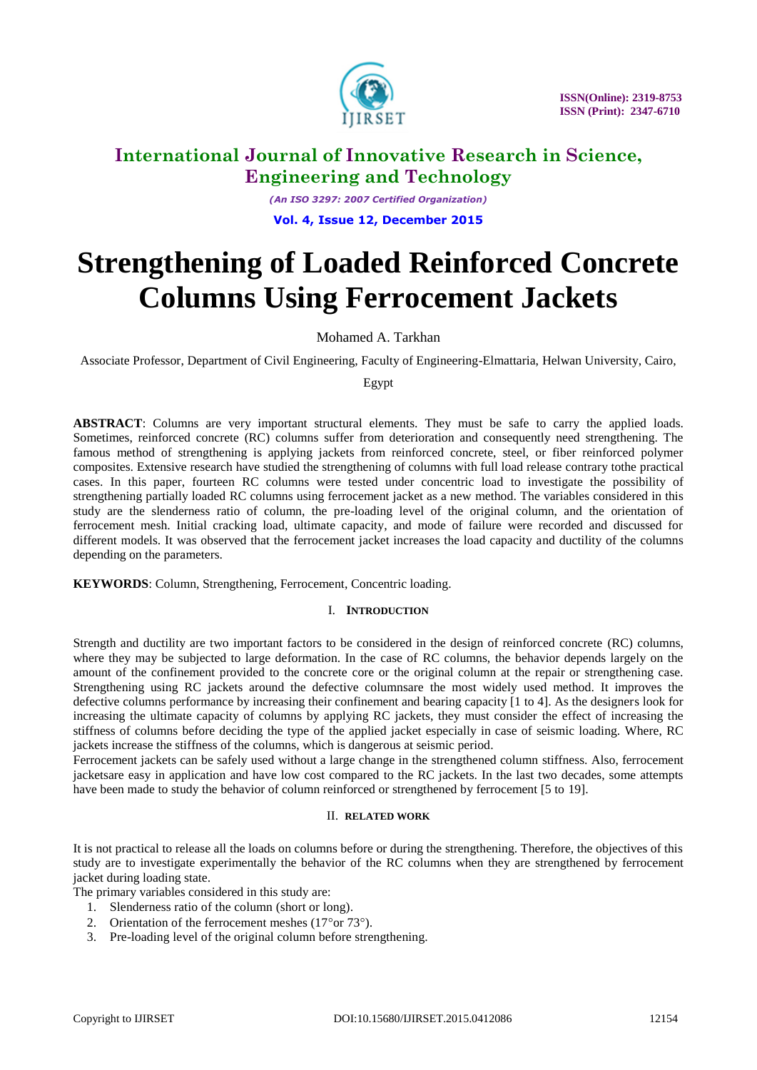# Strengthening of Loaded Reinforced Concrete Columns Using Ferrocement Jackets

Mohamed A. Tarkhan

Associate Professor, Department of Civil Engineering, Faculty of Engineering-Elmattaria, Helwan University, Cairo, Egypt

**ABSTRACT**: Columns are very important structural elements. They must be safe to carry the applied loads. Sometimes, reinforced concrete (RC) columns suffer from deterioration and consequently need strengthening. The famous method of strengthening is applying jackets from reinforced concrete, steel, or fiber reinforced polymer composites. Extensive research have studied the strengthening of columns with full load release contrary tothe practical cases. In this paper, fourteen RC columns were tested under concentric load to investigate the possibility of strengthening partially loaded RC columns using ferrocement jacket as a new method. The variables considered in this study are the slenderness ratio of column, the pre-loading level of the original column, and the orientation of ferrocement mesh. Initial cracking load, ultimate capacity, and mode of failure were recorded and discussed for different models. It was observed that the ferrocement jacket increases the load capacity and ductility of the columns depending on the parameters.

**KEYWORDS**: Column, Strengthening, Ferrocement, Concentric loading.

## I. INTRODUCTION

Strength and ductility are two important factors to be considered in the design of reinforced concrete (RC) columns, where they may be subjected to large deformation. In the case of RC columns, the behavior depends largely on the amount of the confinement provided to the concrete core or the original column at the repair or strengthening case. Strengthening using RC jackets around the defective columnsare the most widely used method. It improves the defective columns performance by increasing their confinement and bearing capacity [1 to 4]. As the designers look for increasing the ultimate capacity of columns by applying RC jackets, they must consider the effect of increasing the stiffness of columns before deciding the type of the applied jacket especially in case of seismic loading. Where, RC jackets increase the stiffness of the columns, which is dangerous at seismic period.

Ferrocement jackets can be safely used without a large change in the strengthened column stiffness. Also, ferrocement jacketsare easy in application and have low cost compared to the RC jackets. In the last two decades, some attempts have been made to study the behavior of column reinforced or strengthened by ferrocement [5 to 19].

## II. RELATED WORK

It is not practical to release all the loads on columns before or during the strengthening. Therefore, the objectives of this study are to investigate experimentally the behavior of the RC columns when they are strengthened by ferrocement jacket during loading state.

The primary variables considered in this study are:

1. Slenderness ratio of the column (short or long).
2. Orientation of the ferrocement meshes (17° or 73°).
3. Pre-loading level of the original column before strengthening.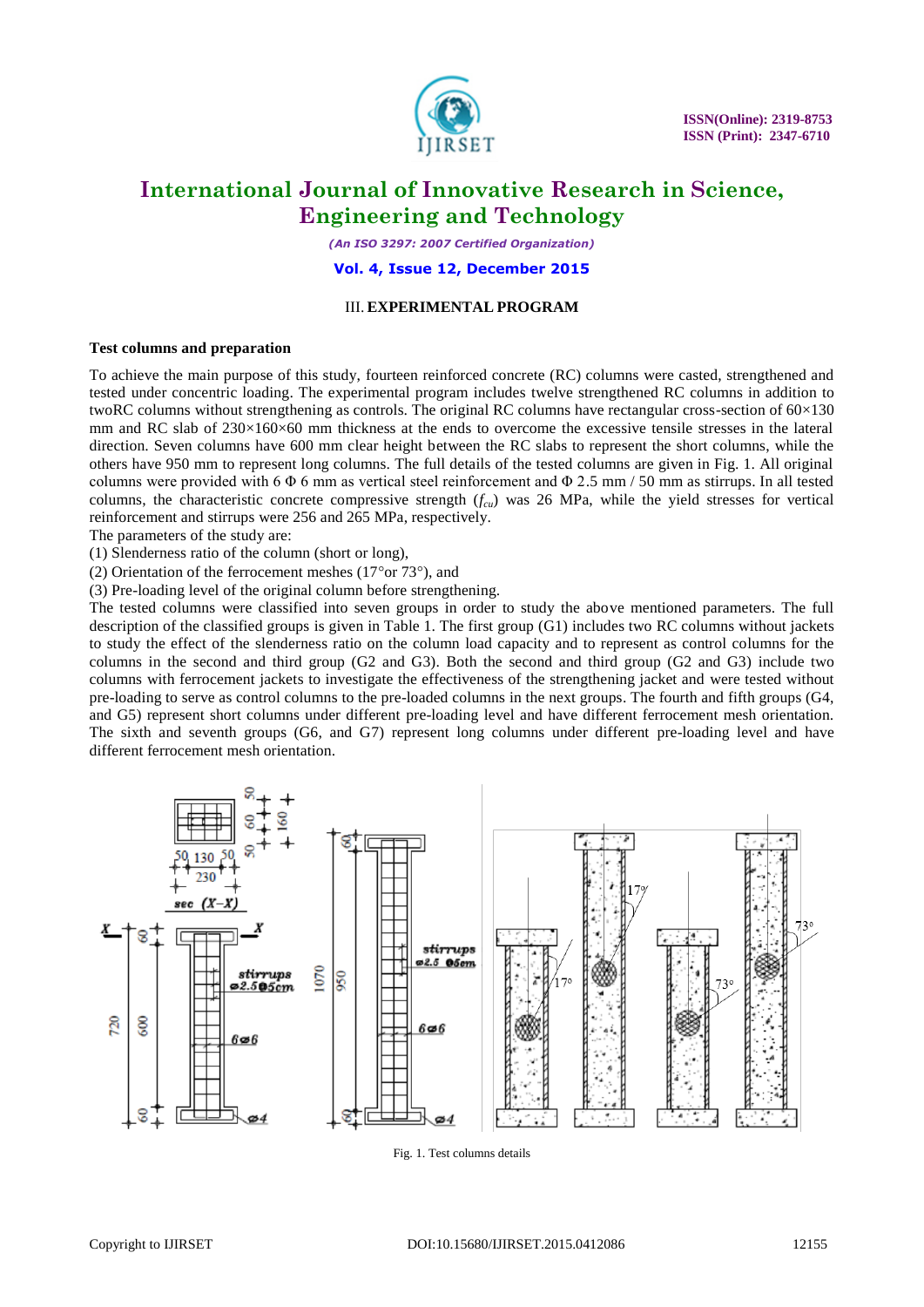## III. EXPERIMENTAL PROGRAM

### Test columns and preparation

To achieve the main purpose of this study, fourteen reinforced concrete (RC) columns were casted, strengthened and tested under concentric loading. The experimental program includes twelve strengthened RC columns in addition to twoRC columns without strengthening as controls. The original RC columns have rectangular cross-section of 60×130 mm and RC slab of 230×160×60 mm thickness at the ends to overcome the excessive tensile stresses in the lateral direction. Seven columns have 600 mm clear height between the RC slabs to represent the short columns, while the others have 950 mm to represent long columns. The full details of the tested columns are given in Fig. 1. All original columns were provided with 6 Φ 6 mm as vertical steel reinforcement and Φ 2.5 mm / 50 mm as stirrups. In all tested columns, the characteristic concrete compressive strength ($f_{cu}$) was 26 MPa, while the yield stresses for vertical reinforcement and stirrups were 256 and 265 MPa, respectively.

The parameters of the study are:

(1) Slenderness ratio of the column (short or long),

(2) Orientation of the ferrocement meshes (17° or 73°), and

(3) Pre-loading level of the original column before strengthening.

The tested columns were classified into seven groups in order to study the above mentioned parameters. The full description of the classified groups is given in Table 1. The first group (G1) includes two RC columns without jackets to study the effect of the slenderness ratio on the column load capacity and to represent as control columns for the columns in the second and third group (G2 and G3). Both the second and third group (G2 and G3) include two columns with ferrocement jackets to investigate the effectiveness of the strengthening jacket and were tested without pre-loading to serve as control columns to the pre-loaded columns in the next groups. The fourth and fifth groups (G4, and G5) represent short columns under different pre-loading level and have different ferrocement mesh orientation. The sixth and seventh groups (G6, and G7) represent long columns under different pre-loading level and have different ferrocement mesh orientation.

Fig. 1. Test columns details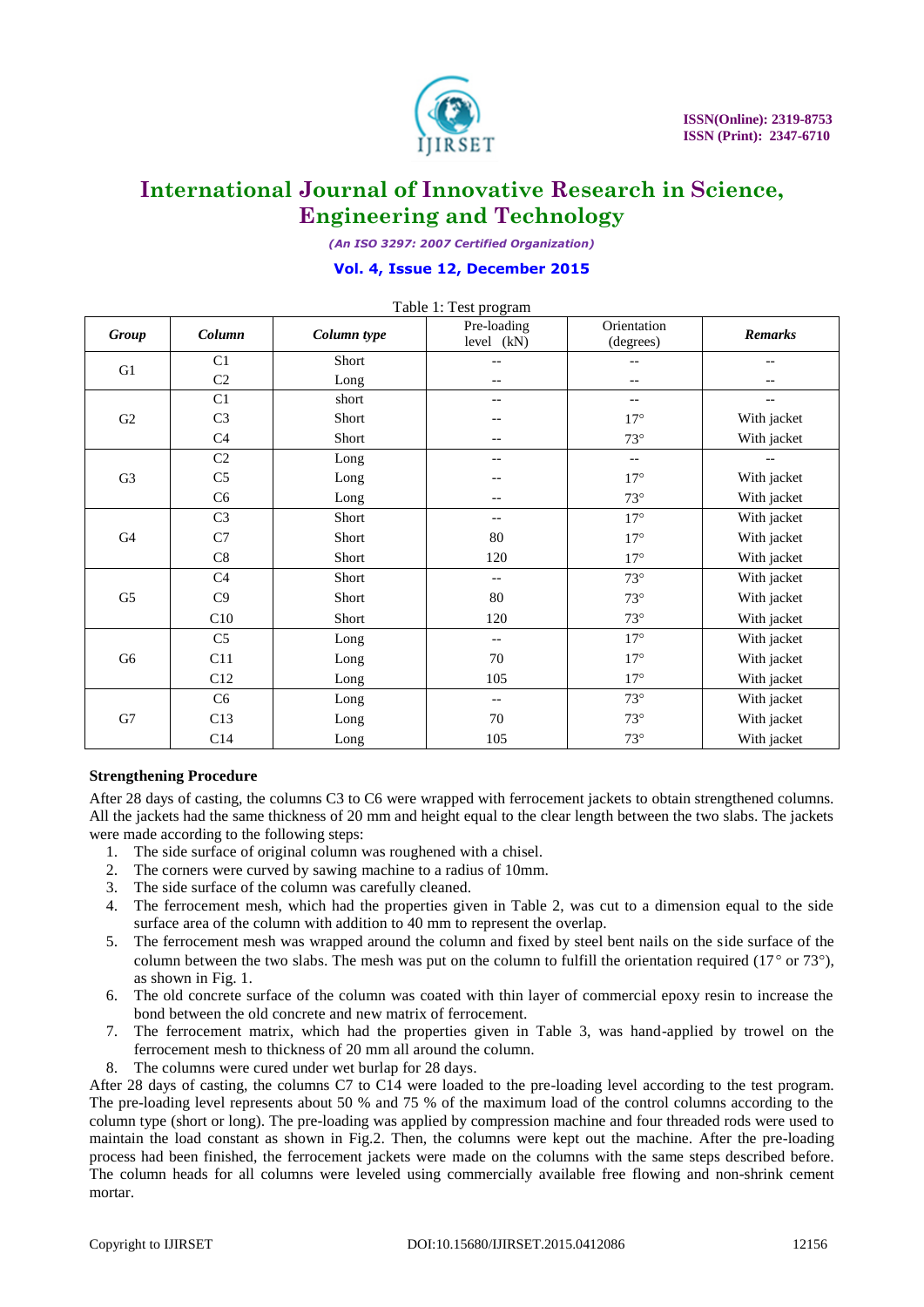Table 1: Test program

| Group | Column | Column type | Pre-loading level (kN) | Orientation (degrees) | Remarks |
|---|---|---|---|---|---|
| G1 | C1 | Short | -- | -- | -- |
| | C2 | Long | -- | -- | -- |
| G2 | C1 | short | -- | -- | -- |
| | C3 | Short | -- | 17° | With jacket |
| | C4 | Short | -- | 73° | With jacket |
| G3 | C2 | Long | -- | -- | -- |
| | C5 | Long | -- | 17° | With jacket |
| | C6 | Long | -- | 73° | With jacket |
| G4 | C3 | Short | -- | 17° | With jacket |
| | C7 | Short | 80 | 17° | With jacket |
| | C8 | Short | 120 | 17° | With jacket |
| G5 | C4 | Short | -- | 73° | With jacket |
| | C9 | Short | 80 | 73° | With jacket |
| | C10 | Short | 120 | 73° | With jacket |
| G6 | C5 | Long | -- | 17° | With jacket |
| | C11 | Long | 70 | 17° | With jacket |
| | C12 | Long | 105 | 17° | With jacket |
| G7 | C6 | Long | -- | 73° | With jacket |
| | C13 | Long | 70 | 73° | With jacket |
| | C14 | Long | 105 | 73° | With jacket |

**Strengthening Procedure**

After 28 days of casting, the columns C3 to C6 were wrapped with ferrocement jackets to obtain strengthened columns. All the jackets had the same thickness of 20 mm and height equal to the clear length between the two slabs. The jackets were made according to the following steps:

1. The side surface of original column was roughened with a chisel.
2. The corners were curved by sawing machine to a radius of 10mm.
3. The side surface of the column was carefully cleaned.
4. The ferrocement mesh, which had the properties given in Table 2, was cut to a dimension equal to the side surface area of the column with addition to 40 mm to represent the overlap.
5. The ferrocement mesh was wrapped around the column and fixed by steel bent nails on the side surface of the column between the two slabs. The mesh was put on the column to fulfill the orientation required (17° or 73°), as shown in Fig. 1.
6. The old concrete surface of the column was coated with thin layer of commercial epoxy resin to increase the bond between the old concrete and new matrix of ferrocement.
7. The ferrocement matrix, which had the properties given in Table 3, was hand-applied by trowel on the ferrocement mesh to thickness of 20 mm all around the column.
8. The columns were cured under wet burlap for 28 days.

After 28 days of casting, the columns C7 to C14 were loaded to the pre-loading level according to the test program. The pre-loading level represents about 50 % and 75 % of the maximum load of the control columns according to the column type (short or long). The pre-loading was applied by compression machine and four threaded rods were used to maintain the load constant as shown in Fig.2. Then, the columns were kept out the machine. After the pre-loading process had been finished, the ferrocement jackets were made on the columns with the same steps described before. The column heads for all columns were leveled using commercially available free flowing and non-shrink cement mortar.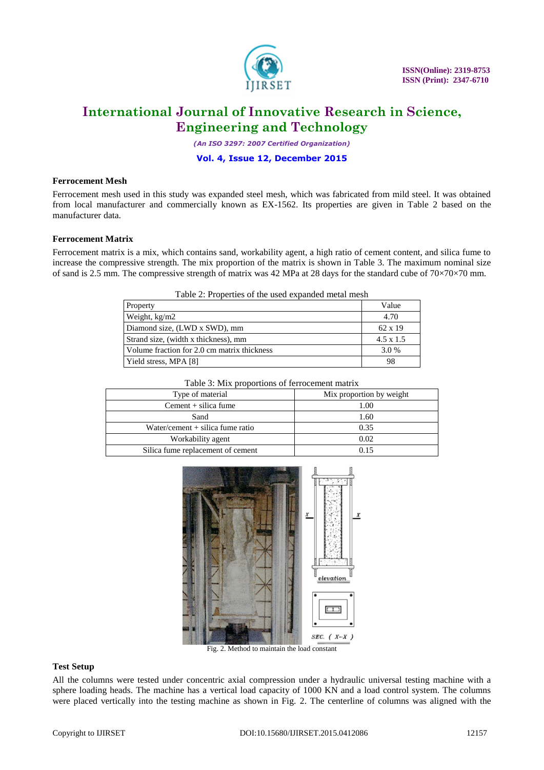### Ferrocement Mesh

Ferrocement mesh used in this study was expanded steel mesh, which was fabricated from mild steel. It was obtained from local manufacturer and commercially known as EX-1562. Its properties are given in Table 2 based on the manufacturer data.

### Ferrocement Matrix

Ferrocement matrix is a mix, which contains sand, workability agent, a high ratio of cement content, and silica fume to increase the compressive strength. The mix proportion of the matrix is shown in Table 3. The maximum nominal size of sand is 2.5 mm. The compressive strength of matrix was 42 MPa at 28 days for the standard cube of 70×70×70 mm.

Table 2: Properties of the used expanded metal mesh

| Property | Value |
|---|---|
| Weight, kg/m2 | 4.70 |
| Diamond size, (LWD x SWD), mm | 62 x 19 |
| Strand size, (width x thickness), mm | 4.5 x 1.5 |
| Volume fraction for 2.0 cm matrix thickness | 3.0 % |
| Yield stress, MPA [8] | 98 |

Table 3: Mix proportions of ferrocement matrix

| Type of material | Mix proportion by weight |
|---|---|
| Cement + silica fume | 1.00 |
| Sand | 1.60 |
| Water/cement + silica fume ratio | 0.35 |
| Workability agent | 0.02 |
| Silica fume replacement of cement | 0.15 |

Fig. 2. Method to maintain the load constant

### Test Setup

All the columns were tested under concentric axial compression under a hydraulic universal testing machine with a sphere loading heads. The machine has a vertical load capacity of 1000 KN and a load control system. The columns were placed vertically into the testing machine as shown in Fig. 2. The centerline of columns was aligned with the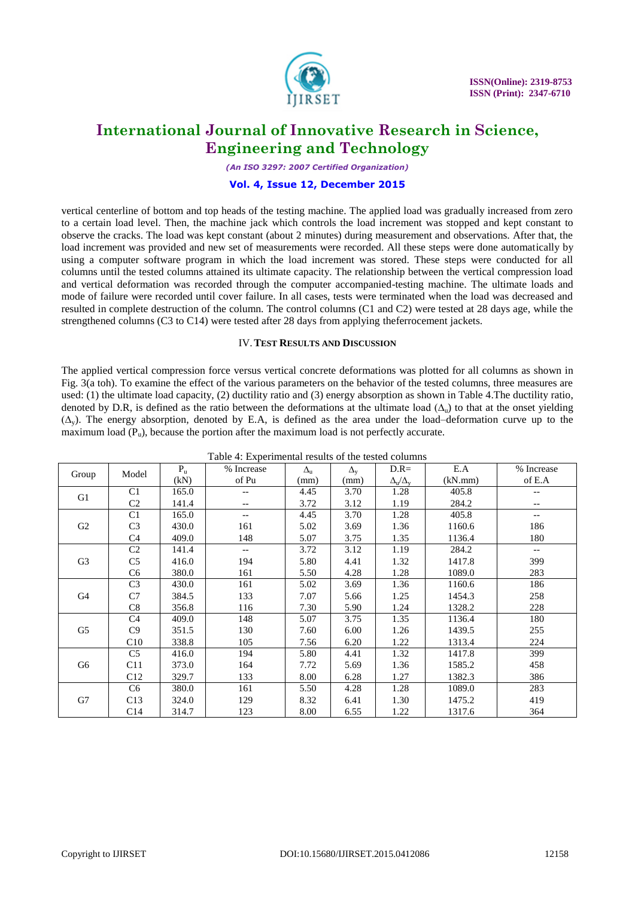vertical centerline of bottom and top heads of the testing machine. The applied load was gradually increased from zero to a certain load level. Then, the machine jack which controls the load increment was stopped and kept constant to observe the cracks. The load was kept constant (about 2 minutes) during measurement and observations. After that, the load increment was provided and new set of measurements were recorded. All these steps were done automatically by using a computer software program in which the load increment was stored. These steps were conducted for all columns until the tested columns attained its ultimate capacity. The relationship between the vertical compression load and vertical deformation was recorded through the computer accompanied-testing machine. The ultimate loads and mode of failure were recorded until cover failure. In all cases, tests were terminated when the load was decreased and resulted in complete destruction of the column. The control columns (C1 and C2) were tested at 28 days age, while the strengthened columns (C3 to C14) were tested after 28 days from applying theferrocement jackets.

## IV. TEST RESULTS AND DISCUSSION

The applied vertical compression force versus vertical concrete deformations was plotted for all columns as shown in Fig. 3(a toh). To examine the effect of the various parameters on the behavior of the tested columns, three measures are used: (1) the ultimate load capacity, (2) ductility ratio and (3) energy absorption as shown in Table 4.The ductility ratio, denoted by D.R, is defined as the ratio between the deformations at the ultimate load ($\Delta_u$) to that at the onset yielding ($\Delta_y$). The energy absorption, denoted by E.A, is defined as the area under the load–deformation curve up to the maximum load ($P_u$), because the portion after the maximum load is not perfectly accurate.

Table 4: Experimental results of the tested columns

| Group | Model | $P_u$ (kN) | % Increase of Pu | $\Delta_u$ (mm) | $\Delta_y$ (mm) | D.R= $\Delta_u/\Delta_y$ | E.A (kN.mm) | % Increase of E.A |
|---|---|---|---|---|---|---|---|---|
| G1 | C1 | 165.0 | -- | 4.45 | 3.70 | 1.28 | 405.8 | -- |
| | C2 | 141.4 | -- | 3.72 | 3.12 | 1.19 | 284.2 | -- |
| G2 | C1 | 165.0 | -- | 4.45 | 3.70 | 1.28 | 405.8 | -- |
| | C3 | 430.0 | 161 | 5.02 | 3.69 | 1.36 | 1160.6 | 186 |
| | C4 | 409.0 | 148 | 5.07 | 3.75 | 1.35 | 1136.4 | 180 |
| G3 | C2 | 141.4 | -- | 3.72 | 3.12 | 1.19 | 284.2 | -- |
| | C5 | 416.0 | 194 | 5.80 | 4.41 | 1.32 | 1417.8 | 399 |
| | C6 | 380.0 | 161 | 5.50 | 4.28 | 1.28 | 1089.0 | 283 |
| G4 | C3 | 430.0 | 161 | 5.02 | 3.69 | 1.36 | 1160.6 | 186 |
| | C7 | 384.5 | 133 | 7.07 | 5.66 | 1.25 | 1454.3 | 258 |
| | C8 | 356.8 | 116 | 7.30 | 5.90 | 1.24 | 1328.2 | 228 |
| G5 | C4 | 409.0 | 148 | 5.07 | 3.75 | 1.35 | 1136.4 | 180 |
| | C9 | 351.5 | 130 | 7.60 | 6.00 | 1.26 | 1439.5 | 255 |
| | C10 | 338.8 | 105 | 7.56 | 6.20 | 1.22 | 1313.4 | 224 |
| G6 | C5 | 416.0 | 194 | 5.80 | 4.41 | 1.32 | 1417.8 | 399 |
| | C11 | 373.0 | 164 | 7.72 | 5.69 | 1.36 | 1585.2 | 458 |
| | C12 | 329.7 | 133 | 8.00 | 6.28 | 1.27 | 1382.3 | 386 |
| G7 | C6 | 380.0 | 161 | 5.50 | 4.28 | 1.28 | 1089.0 | 283 |
| | C13 | 324.0 | 129 | 8.32 | 6.41 | 1.30 | 1475.2 | 419 |
| | C14 | 314.7 | 123 | 8.00 | 6.55 | 1.22 | 1317.6 | 364 |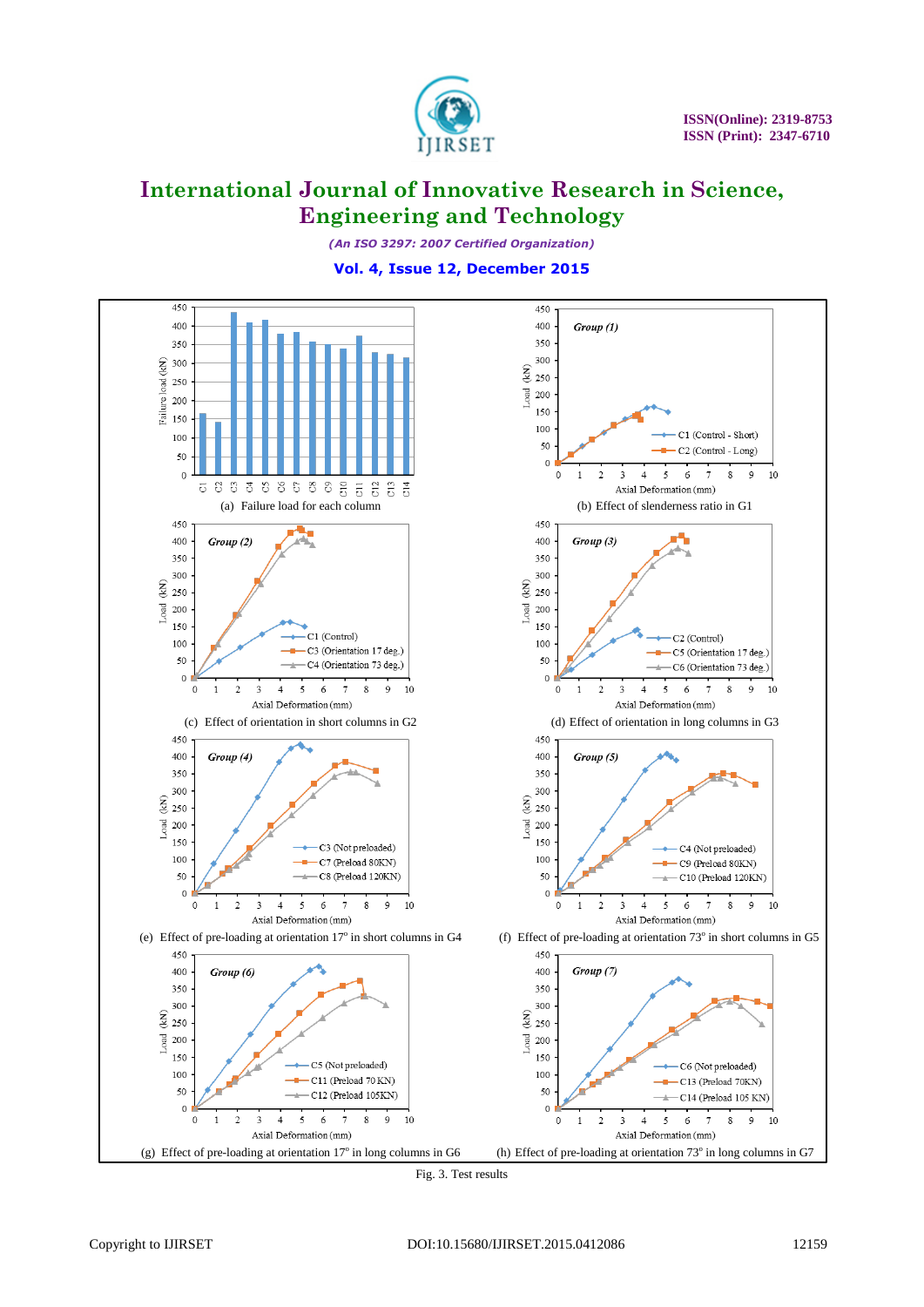(a) Failure load for each column

(b) Effect of slenderness ratio in G1

(c) Effect of orientation in short columns in G2

(d) Effect of orientation in long columns in G3

(e) Effect of pre-loading at orientation 17° in short columns in G4

(f) Effect of pre-loading at orientation 73° in short columns in G5

(g) Effect of pre-loading at orientation 17° in long columns in G6

(h) Effect of pre-loading at orientation 73° in long columns in G7

Fig. 3. Test results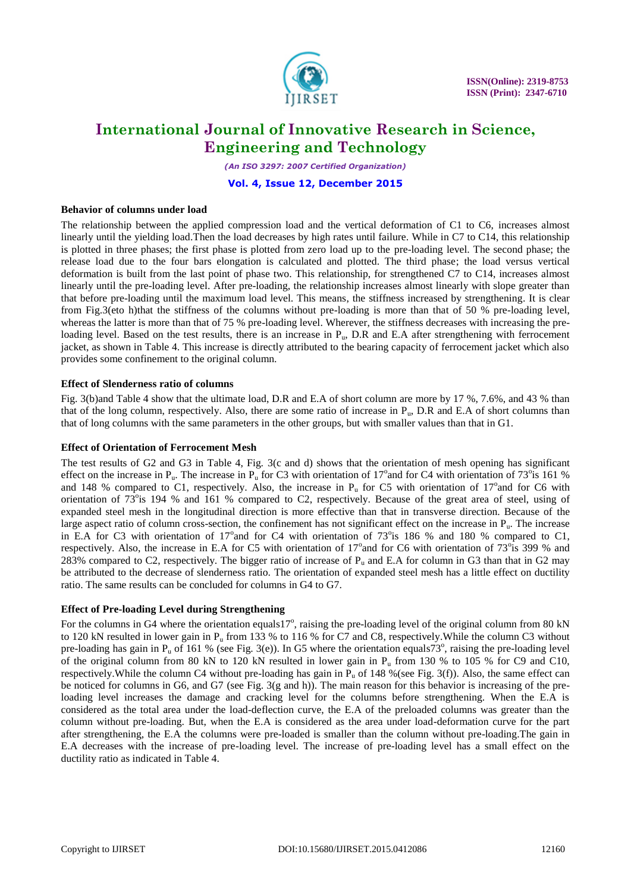**Behavior of columns under load**

The relationship between the applied compression load and the vertical deformation of C1 to C6, increases almost linearly until the yielding load.Then the load decreases by high rates until failure. While in C7 to C14, this relationship is plotted in three phases; the first phase is plotted from zero load up to the pre-loading level. The second phase; the release load due to the four bars elongation is calculated and plotted. The third phase; the load versus vertical deformation is built from the last point of phase two. This relationship, for strengthened C7 to C14, increases almost linearly until the pre-loading level. After pre-loading, the relationship increases almost linearly with slope greater than that before pre-loading until the maximum load level. This means, the stiffness increased by strengthening. It is clear from Fig.3(eto h)that the stiffness of the columns without pre-loading is more than that of 50 % pre-loading level, whereas the latter is more than that of 75 % pre-loading level. Wherever, the stiffness decreases with increasing the pre-loading level. Based on the test results, there is an increase in $P_u$, D.R and E.A after strengthening with ferrocement jacket, as shown in Table 4. This increase is directly attributed to the bearing capacity of ferrocement jacket which also provides some confinement to the original column.

**Effect of Slenderness ratio of columns**

Fig. 3(b)and Table 4 show that the ultimate load, D.R and E.A of short column are more by 17 %, 7.6%, and 43 % than that of the long column, respectively. Also, there are some ratio of increase in $P_u$, D.R and E.A of short columns than that of long columns with the same parameters in the other groups, but with smaller values than that in G1.

**Effect of Orientation of Ferrocement Mesh**

The test results of G2 and G3 in Table 4, Fig. 3(c and d) shows that the orientation of mesh opening has significant effect on the increase in $P_u$. The increase in $P_u$ for C3 with orientation of 17$^o$and for C4 with orientation of 73$^o$is 161 % and 148 % compared to C1, respectively. Also, the increase in $P_u$ for C5 with orientation of 17$^o$and for C6 with orientation of 73$^o$is 194 % and 161 % compared to C2, respectively. Because of the great area of steel, using of expanded steel mesh in the longitudinal direction is more effective than that in transverse direction. Because of the large aspect ratio of column cross-section, the confinement has not significant effect on the increase in $P_u$. The increase in E.A for C3 with orientation of 17$^o$and for C4 with orientation of 73$^o$is 186 % and 180 % compared to C1, respectively. Also, the increase in E.A for C5 with orientation of 17$^o$and for C6 with orientation of 73$^o$is 399 % and 283% compared to C2, respectively. The bigger ratio of increase of $P_u$ and E.A for column in G3 than that in G2 may be attributed to the decrease of slenderness ratio. The orientation of expanded steel mesh has a little effect on ductility ratio. The same results can be concluded for columns in G4 to G7.

**Effect of Pre-loading Level during Strengthening**

For the columns in G4 where the orientation equals17$^o$, raising the pre-loading level of the original column from 80 kN to 120 kN resulted in lower gain in $P_u$ from 133 % to 116 % for C7 and C8, respectively.While the column C3 without pre-loading has gain in $P_u$ of 161 % (see Fig. 3(e)). In G5 where the orientation equals73$^o$, raising the pre-loading level of the original column from 80 kN to 120 kN resulted in lower gain in $P_u$ from 130 % to 105 % for C9 and C10, respectively.While the column C4 without pre-loading has gain in $P_u$ of 148 %(see Fig. 3(f)). Also, the same effect can be noticed for columns in G6, and G7 (see Fig. 3(g and h)). The main reason for this behavior is increasing of the pre-loading level increases the damage and cracking level for the columns before strengthening. When the E.A is considered as the total area under the load-deflection curve, the E.A of the preloaded columns was greater than the column without pre-loading. But, when the E.A is considered as the area under load-deformation curve for the part after strengthening, the E.A the columns were pre-loaded is smaller than the column without pre-loading.The gain in E.A decreases with the increase of pre-loading level. The increase of pre-loading level has a small effect on the ductility ratio as indicated in Table 4.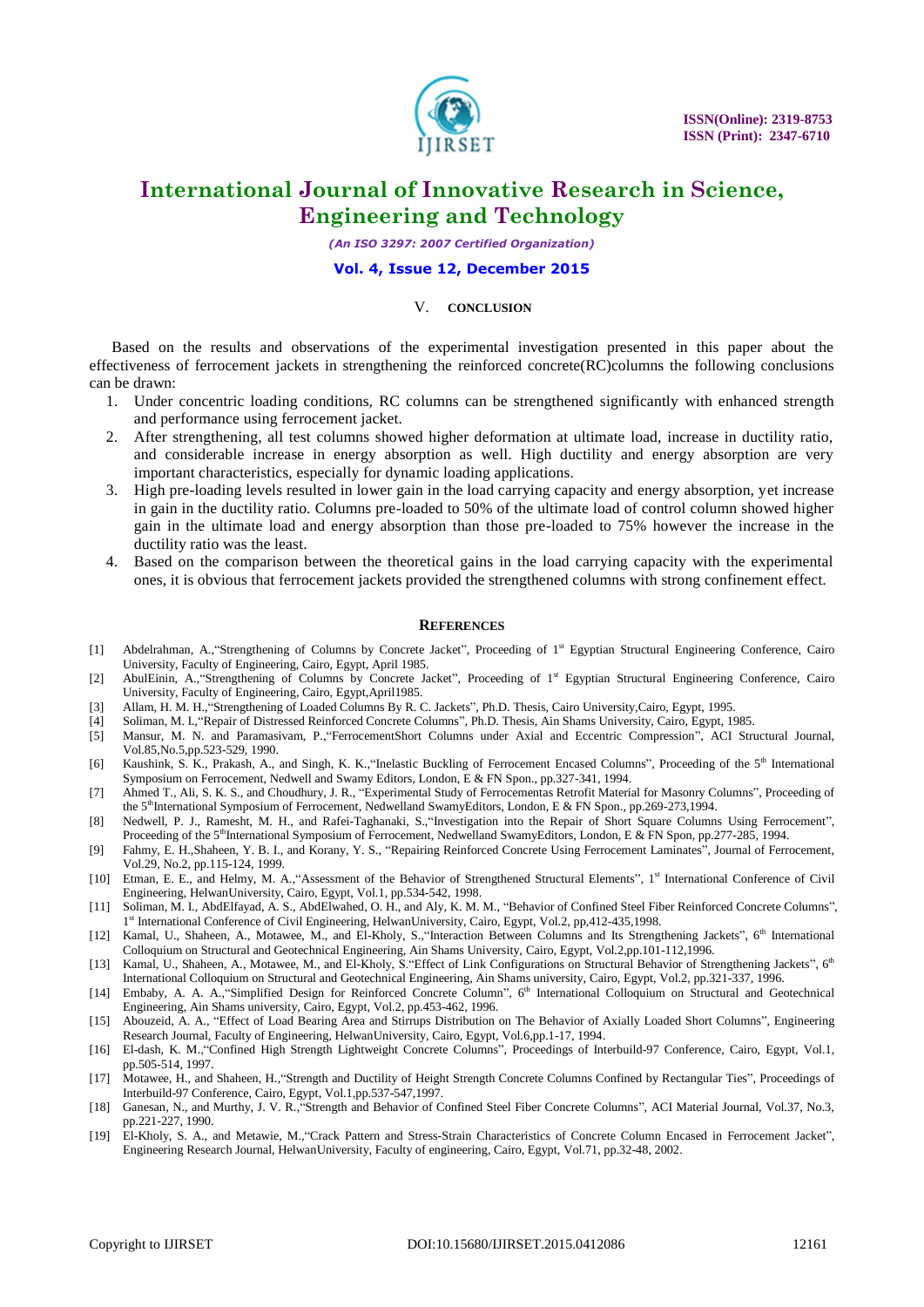## V. CONCLUSION

Based on the results and observations of the experimental investigation presented in this paper about the effectiveness of ferrocement jackets in strengthening the reinforced concrete(RC)columns the following conclusions can be drawn:

1. Under concentric loading conditions, RC columns can be strengthened significantly with enhanced strength and performance using ferrocement jacket.
2. After strengthening, all test columns showed higher deformation at ultimate load, increase in ductility ratio, and considerable increase in energy absorption as well. High ductility and energy absorption are very important characteristics, especially for dynamic loading applications.
3. High pre-loading levels resulted in lower gain in the load carrying capacity and energy absorption, yet increase in gain in the ductility ratio. Columns pre-loaded to 50% of the ultimate load of control column showed higher gain in the ultimate load and energy absorption than those pre-loaded to 75% however the increase in the ductility ratio was the least.
4. Based on the comparison between the theoretical gains in the load carrying capacity with the experimental ones, it is obvious that ferrocement jackets provided the strengthened columns with strong confinement effect.

## REFERENCES

[1] Abdelrahman, A.,"Strengthening of Columns by Concrete Jacket", Proceeding of 1st Egyptian Structural Engineering Conference, Cairo University, Faculty of Engineering, Cairo, Egypt, April 1985.

[2] AbulEinin, A.,"Strengthening of Columns by Concrete Jacket", Proceeding of 1st Egyptian Structural Engineering Conference, Cairo University, Faculty of Engineering, Cairo, Egypt,April1985.

[3] Allam, H. M. H.,"Strengthening of Loaded Columns By R. C. Jackets", Ph.D. Thesis, Cairo University,Cairo, Egypt, 1995.

[4] Soliman, M. I.,"Repair of Distressed Reinforced Concrete Columns", Ph.D. Thesis, Ain Shams University, Cairo, Egypt, 1985.

[5] Mansur, M. N. and Paramasivam, P.,"FerrocementShort Columns under Axial and Eccentric Compression", ACI Structural Journal, Vol.85,No.5,pp.523-529, 1990.

[6] Kaushink, S. K., Prakash, A., and Singh, K. K.,"Inelastic Buckling of Ferrocement Encased Columns", Proceeding of the 5th International Symposium on Ferrocement, Nedwell and Swamy Editors, London, E & FN Spon., pp.327-341, 1994.

[7] Ahmed T., Ali, S. K. S., and Choudhury, J. R., "Experimental Study of Ferrocementas Retrofit Material for Masonry Columns", Proceeding of the 5thInternational Symposium of Ferrocement, Nedwelland SwamyEditors, London, E & FN Spon., pp.269-273,1994.

[8] Nedwell, P. J., Ramesht, M. H., and Rafei-Taghanaki, S.,"Investigation into the Repair of Short Square Columns Using Ferrocement", Proceeding of the 5thInternational Symposium of Ferrocement, Nedwelland SwamyEditors, London, E & FN Spon, pp.277-285, 1994.

[9] Fahmy, E. H.,Shaheen, Y. B. I., and Korany, Y. S., "Repairing Reinforced Concrete Using Ferrocement Laminates", Journal of Ferrocement, Vol.29, No.2, pp.115-124, 1999.

[10] Etman, E. E., and Helmy, M. A.,"Assessment of the Behavior of Strengthened Structural Elements", 1st International Conference of Civil Engineering, HelwanUniversity, Cairo, Egypt, Vol.1, pp.534-542, 1998.

[11] Soliman, M. I., AbdElfayad, A. S., AbdElwahed, O. H., and Aly, K. M. M., "Behavior of Confined Steel Fiber Reinforced Concrete Columns", 1st International Conference of Civil Engineering, HelwanUniversity, Cairo, Egypt, Vol.2, pp,412-435,1998.

[12] Kamal, U., Shaheen, A., Motawee, M., and El-Kholy, S.,"Interaction Between Columns and Its Strengthening Jackets", 6th International Colloquium on Structural and Geotechnical Engineering, Ain Shams University, Cairo, Egypt, Vol.2,pp.101-112,1996.

[13] Kamal, U., Shaheen, A., Motawee, M., and El-Kholy, S."Effect of Link Configurations on Structural Behavior of Strengthening Jackets", 6th International Colloquium on Structural and Geotechnical Engineering, Ain Shams university, Cairo, Egypt, Vol.2, pp.321-337, 1996.

[14] Embaby, A. A. A.,"Simplified Design for Reinforced Concrete Column", 6th International Colloquium on Structural and Geotechnical Engineering, Ain Shams university, Cairo, Egypt, Vol.2, pp.453-462, 1996.

[15] Abouzeid, A. A., "Effect of Load Bearing Area and Stirrups Distribution on The Behavior of Axially Loaded Short Columns", Engineering Research Journal, Faculty of Engineering, HelwanUniversity, Cairo, Egypt, Vol.6,pp.1-17, 1994.

[16] El-dash, K. M.,"Confined High Strength Lightweight Concrete Columns", Proceedings of Interbuild-97 Conference, Cairo, Egypt, Vol.1, pp.505-514, 1997.

[17] Motawee, H., and Shaheen, H.,"Strength and Ductility of Height Strength Concrete Columns Confined by Rectangular Ties", Proceedings of Interbuild-97 Conference, Cairo, Egypt, Vol.1,pp.537-547,1997.

[18] Ganesan, N., and Murthy, J. V. R.,"Strength and Behavior of Confined Steel Fiber Concrete Columns", ACI Material Journal, Vol.37, No.3, pp.221-227, 1990.

[19] El-Kholy, S. A., and Metawie, M.,"Crack Pattern and Stress-Strain Characteristics of Concrete Column Encased in Ferrocement Jacket", Engineering Research Journal, HelwanUniversity, Faculty of engineering, Cairo, Egypt, Vol.71, pp.32-48, 2002.